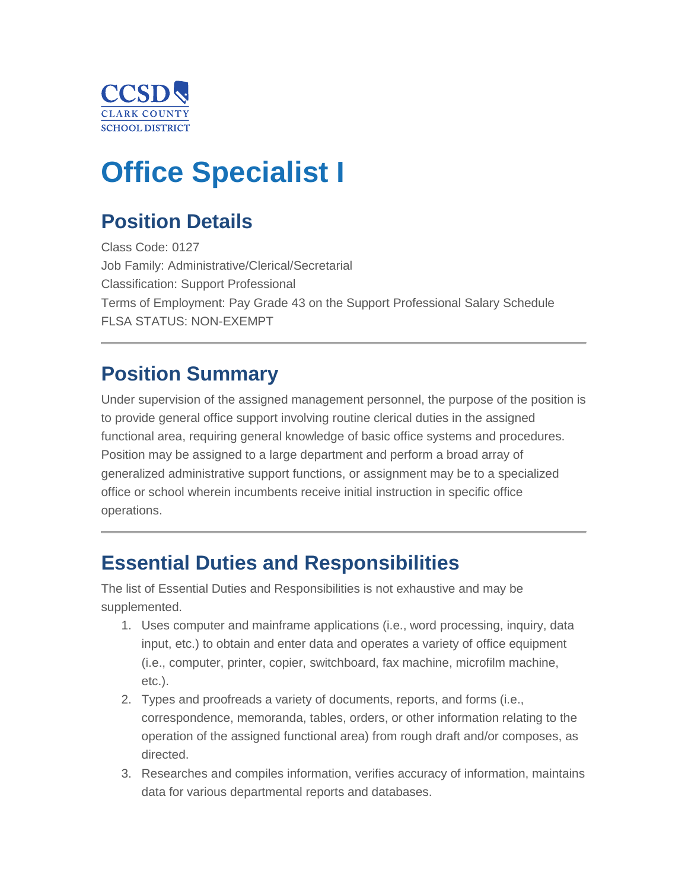CCSD
CLARK COUNTY
SCHOOL DISTRICT

# Office Specialist I

## Position Details

Class Code: 0127
Job Family: Administrative/Clerical/Secretarial
Classification: Support Professional
Terms of Employment: Pay Grade 43 on the Support Professional Salary Schedule
FLSA STATUS: NON-EXEMPT

---

## Position Summary

Under supervision of the assigned management personnel, the purpose of the position is to provide general office support involving routine clerical duties in the assigned functional area, requiring general knowledge of basic office systems and procedures. Position may be assigned to a large department and perform a broad array of generalized administrative support functions, or assignment may be to a specialized office or school wherein incumbents receive initial instruction in specific office operations.

---

## Essential Duties and Responsibilities

The list of Essential Duties and Responsibilities is not exhaustive and may be supplemented.

1. Uses computer and mainframe applications (i.e., word processing, inquiry, data input, etc.) to obtain and enter data and operates a variety of office equipment (i.e., computer, printer, copier, switchboard, fax machine, microfilm machine, etc.).
2. Types and proofreads a variety of documents, reports, and forms (i.e., correspondence, memoranda, tables, orders, or other information relating to the operation of the assigned functional area) from rough draft and/or composes, as directed.
3. Researches and compiles information, verifies accuracy of information, maintains data for various departmental reports and databases.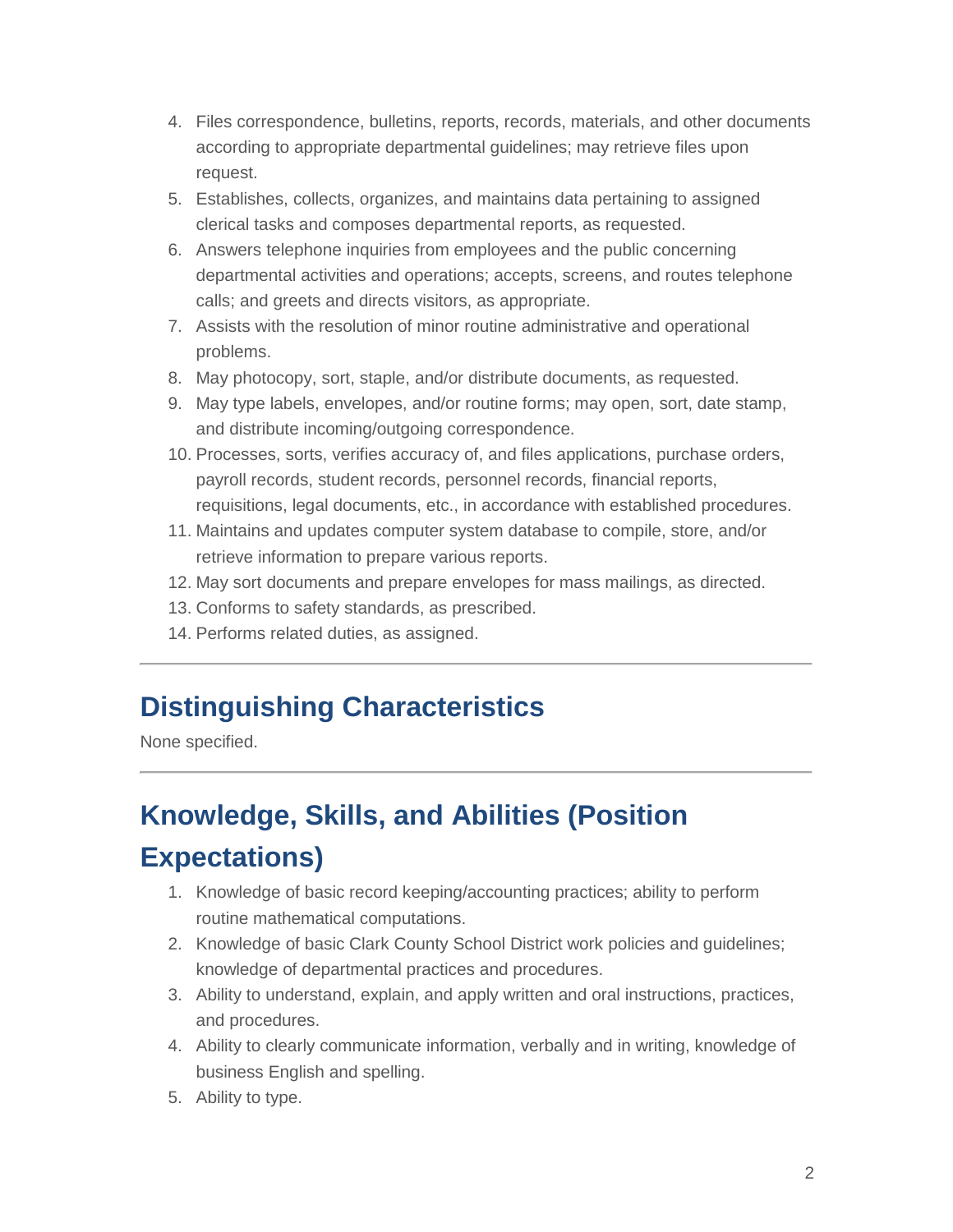4. Files correspondence, bulletins, reports, records, materials, and other documents according to appropriate departmental guidelines; may retrieve files upon request.
5. Establishes, collects, organizes, and maintains data pertaining to assigned clerical tasks and composes departmental reports, as requested.
6. Answers telephone inquiries from employees and the public concerning departmental activities and operations; accepts, screens, and routes telephone calls; and greets and directs visitors, as appropriate.
7. Assists with the resolution of minor routine administrative and operational problems.
8. May photocopy, sort, staple, and/or distribute documents, as requested.
9. May type labels, envelopes, and/or routine forms; may open, sort, date stamp, and distribute incoming/outgoing correspondence.
10. Processes, sorts, verifies accuracy of, and files applications, purchase orders, payroll records, student records, personnel records, financial reports, requisitions, legal documents, etc., in accordance with established procedures.
11. Maintains and updates computer system database to compile, store, and/or retrieve information to prepare various reports.
12. May sort documents and prepare envelopes for mass mailings, as directed.
13. Conforms to safety standards, as prescribed.
14. Performs related duties, as assigned.

---

## Distinguishing Characteristics

None specified.

---

## Knowledge, Skills, and Abilities (Position Expectations)

1. Knowledge of basic record keeping/accounting practices; ability to perform routine mathematical computations.
2. Knowledge of basic Clark County School District work policies and guidelines; knowledge of departmental practices and procedures.
3. Ability to understand, explain, and apply written and oral instructions, practices, and procedures.
4. Ability to clearly communicate information, verbally and in writing, knowledge of business English and spelling.
5. Ability to type.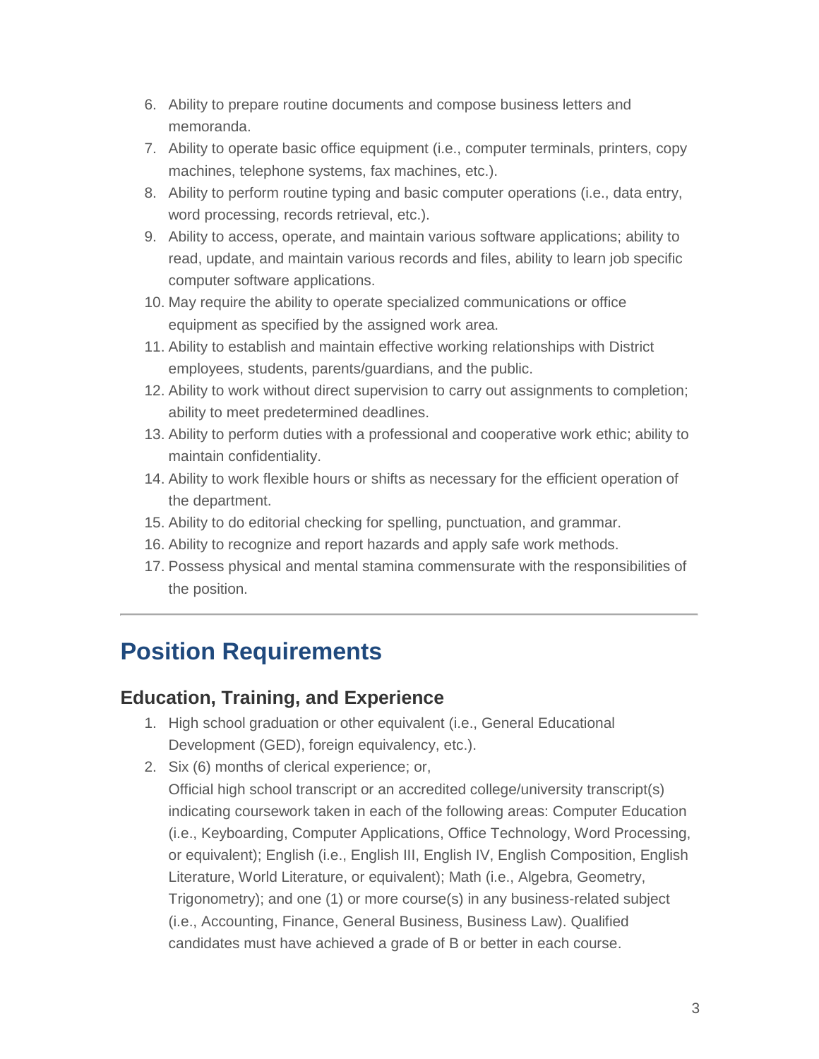6. Ability to prepare routine documents and compose business letters and memoranda.
7. Ability to operate basic office equipment (i.e., computer terminals, printers, copy machines, telephone systems, fax machines, etc.).
8. Ability to perform routine typing and basic computer operations (i.e., data entry, word processing, records retrieval, etc.).
9. Ability to access, operate, and maintain various software applications; ability to read, update, and maintain various records and files, ability to learn job specific computer software applications.
10. May require the ability to operate specialized communications or office equipment as specified by the assigned work area.
11. Ability to establish and maintain effective working relationships with District employees, students, parents/guardians, and the public.
12. Ability to work without direct supervision to carry out assignments to completion; ability to meet predetermined deadlines.
13. Ability to perform duties with a professional and cooperative work ethic; ability to maintain confidentiality.
14. Ability to work flexible hours or shifts as necessary for the efficient operation of the department.
15. Ability to do editorial checking for spelling, punctuation, and grammar.
16. Ability to recognize and report hazards and apply safe work methods.
17. Possess physical and mental stamina commensurate with the responsibilities of the position.

---

# Position Requirements

## Education, Training, and Experience

1. High school graduation or other equivalent (i.e., General Educational Development (GED), foreign equivalency, etc.).
2. Six (6) months of clerical experience; or,
   Official high school transcript or an accredited college/university transcript(s) indicating coursework taken in each of the following areas: Computer Education (i.e., Keyboarding, Computer Applications, Office Technology, Word Processing, or equivalent); English (i.e., English III, English IV, English Composition, English Literature, World Literature, or equivalent); Math (i.e., Algebra, Geometry, Trigonometry); and one (1) or more course(s) in any business-related subject (i.e., Accounting, Finance, General Business, Business Law). Qualified candidates must have achieved a grade of B or better in each course.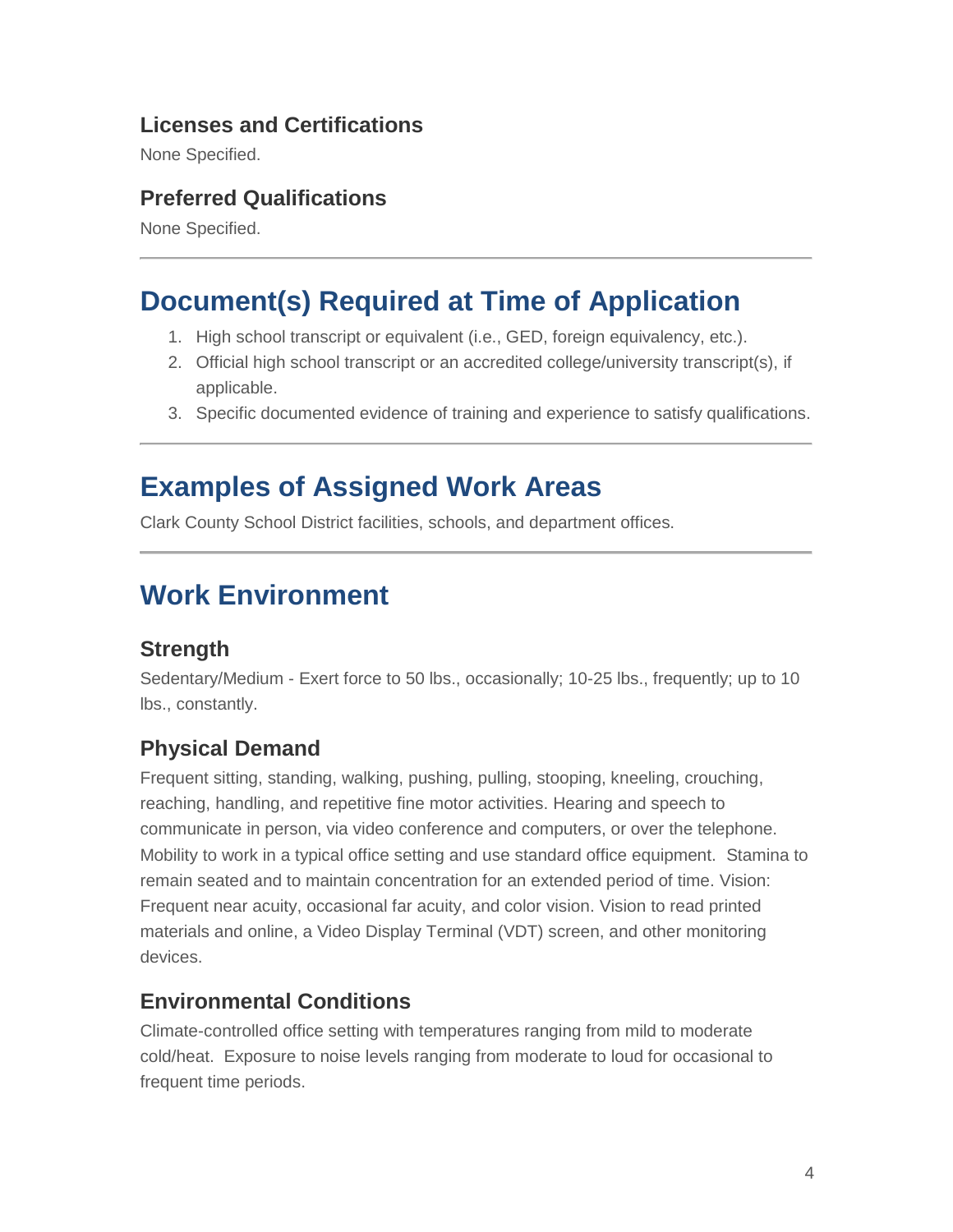### Licenses and Certifications

None Specified.

### Preferred Qualifications

None Specified.

---

## Document(s) Required at Time of Application

1. High school transcript or equivalent (i.e., GED, foreign equivalency, etc.).
2. Official high school transcript or an accredited college/university transcript(s), if applicable.
3. Specific documented evidence of training and experience to satisfy qualifications.

---

## Examples of Assigned Work Areas

Clark County School District facilities, schools, and department offices.

---

## Work Environment

### Strength

Sedentary/Medium - Exert force to 50 lbs., occasionally; 10-25 lbs., frequently; up to 10 lbs., constantly.

### Physical Demand

Frequent sitting, standing, walking, pushing, pulling, stooping, kneeling, crouching, reaching, handling, and repetitive fine motor activities. Hearing and speech to communicate in person, via video conference and computers, or over the telephone. Mobility to work in a typical office setting and use standard office equipment. Stamina to remain seated and to maintain concentration for an extended period of time. Vision: Frequent near acuity, occasional far acuity, and color vision. Vision to read printed materials and online, a Video Display Terminal (VDT) screen, and other monitoring devices.

### Environmental Conditions

Climate-controlled office setting with temperatures ranging from mild to moderate cold/heat. Exposure to noise levels ranging from moderate to loud for occasional to frequent time periods.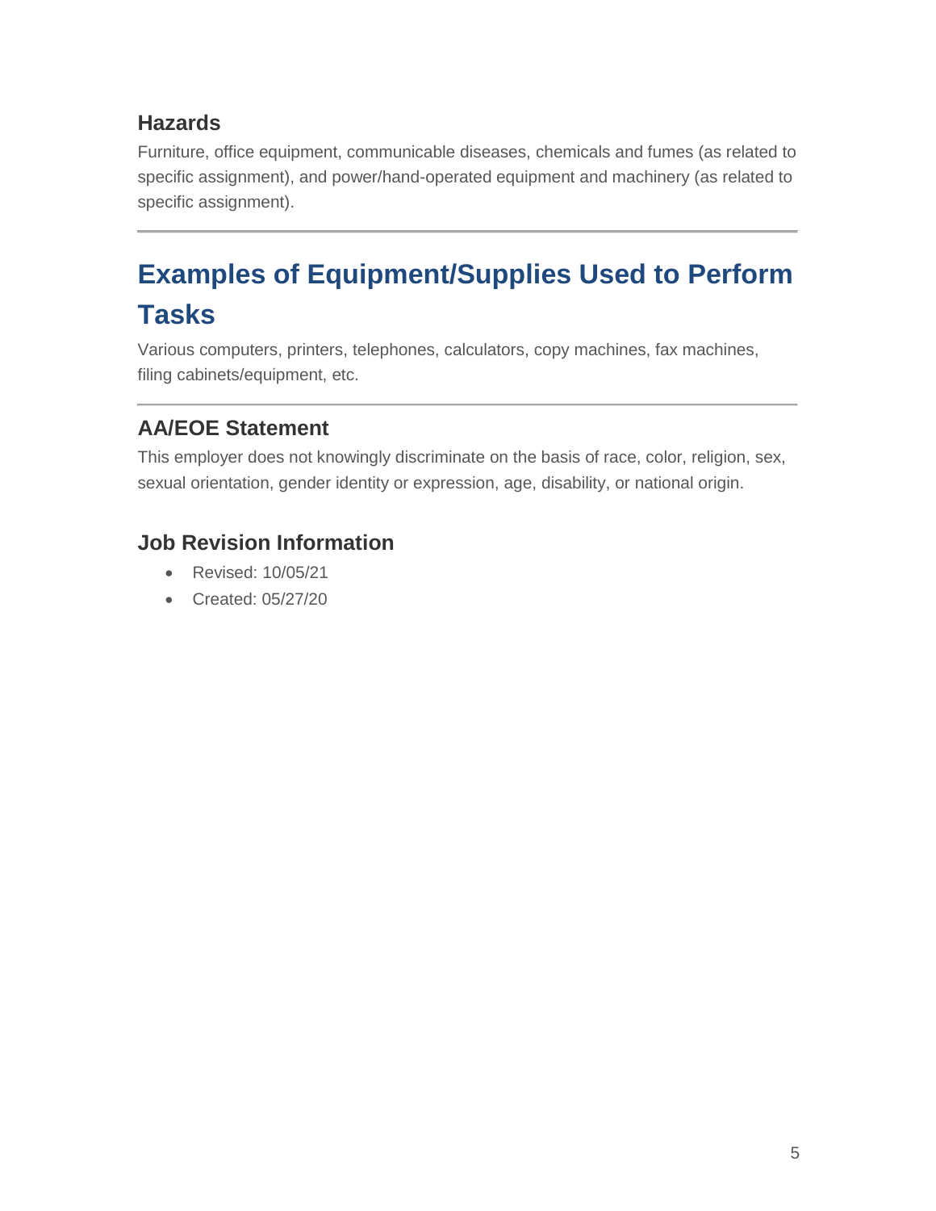### Hazards

Furniture, office equipment, communicable diseases, chemicals and fumes (as related to specific assignment), and power/hand-operated equipment and machinery (as related to specific assignment).

---

## Examples of Equipment/Supplies Used to Perform Tasks

Various computers, printers, telephones, calculators, copy machines, fax machines, filing cabinets/equipment, etc.

---

### AA/EOE Statement

This employer does not knowingly discriminate on the basis of race, color, religion, sex, sexual orientation, gender identity or expression, age, disability, or national origin.

### Job Revision Information

- Revised: 10/05/21
- Created: 05/27/20